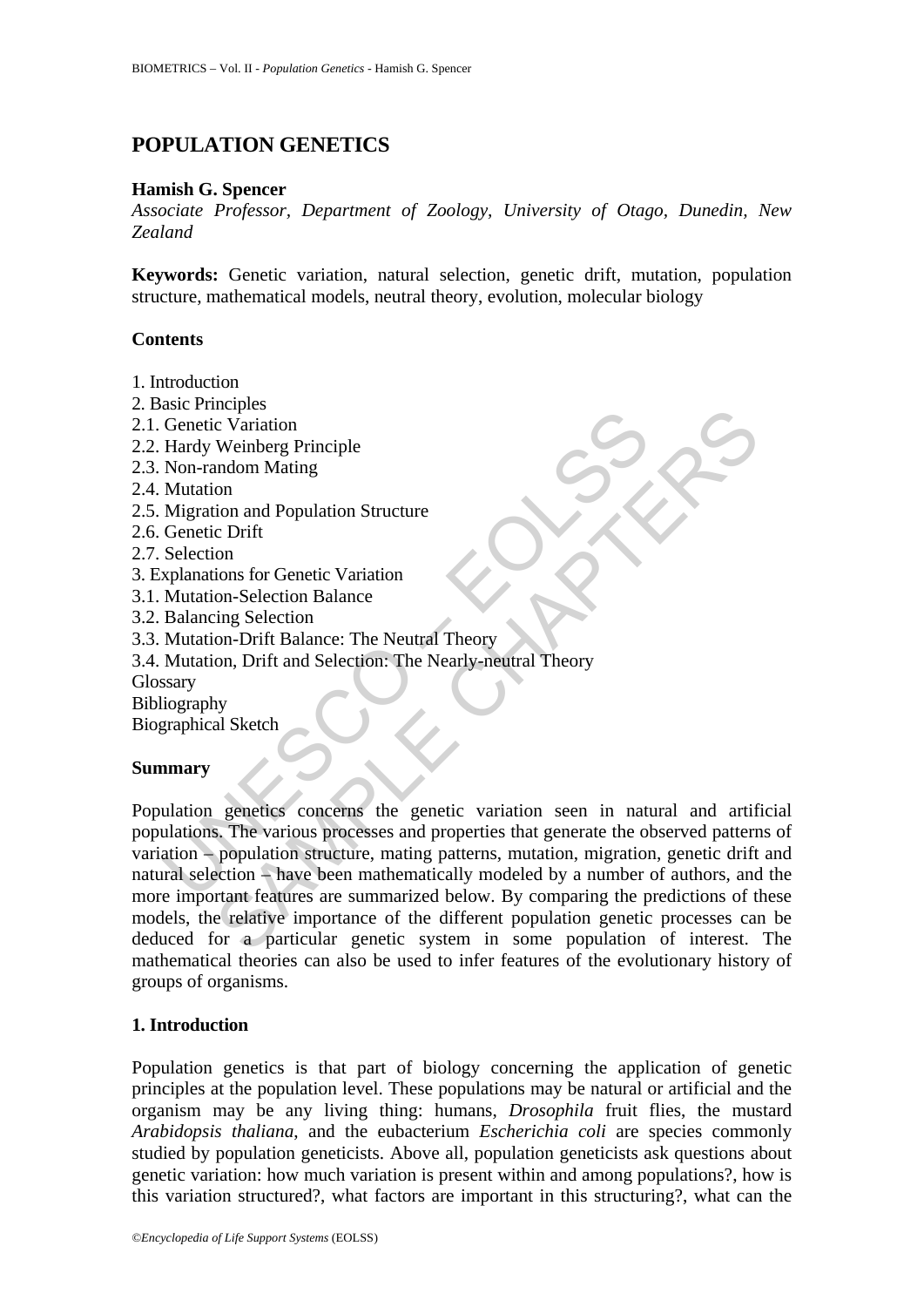# POPULATION GENETICS

**Hamish G. Spencer**

*Associate Professor, Department of Zoology, University of Otago, Dunedin, New Zealand*

**Keywords:** Genetic variation, natural selection, genetic drift, mutation, population structure, mathematical models, neutral theory, evolution, molecular biology

## Contents

1. Introduction
2. Basic Principles
2.1. Genetic Variation
2.2. Hardy Weinberg Principle
2.3. Non-random Mating
2.4. Mutation
2.5. Migration and Population Structure
2.6. Genetic Drift
2.7. Selection
3. Explanations for Genetic Variation
3.1. Mutation-Selection Balance
3.2. Balancing Selection
3.3. Mutation-Drift Balance: The Neutral Theory
3.4. Mutation, Drift and Selection: The Nearly-neutral Theory

Glossary
Bibliography
Biographical Sketch

## Summary

Population genetics concerns the genetic variation seen in natural and artificial populations. The various processes and properties that generate the observed patterns of variation – population structure, mating patterns, mutation, migration, genetic drift and natural selection – have been mathematically modeled by a number of authors, and the more important features are summarized below. By comparing the predictions of these models, the relative importance of the different population genetic processes can be deduced for a particular genetic system in some population of interest. The mathematical theories can also be used to infer features of the evolutionary history of groups of organisms.

## 1. Introduction

Population genetics is that part of biology concerning the application of genetic principles at the population level. These populations may be natural or artificial and the organism may be any living thing: humans, *Drosophila* fruit flies, the mustard *Arabidopsis thaliana*, and the eubacterium *Escherichia coli* are species commonly studied by population geneticists. Above all, population geneticists ask questions about genetic variation: how much variation is present within and among populations?, how is this variation structured?, what factors are important in this structuring?, what can the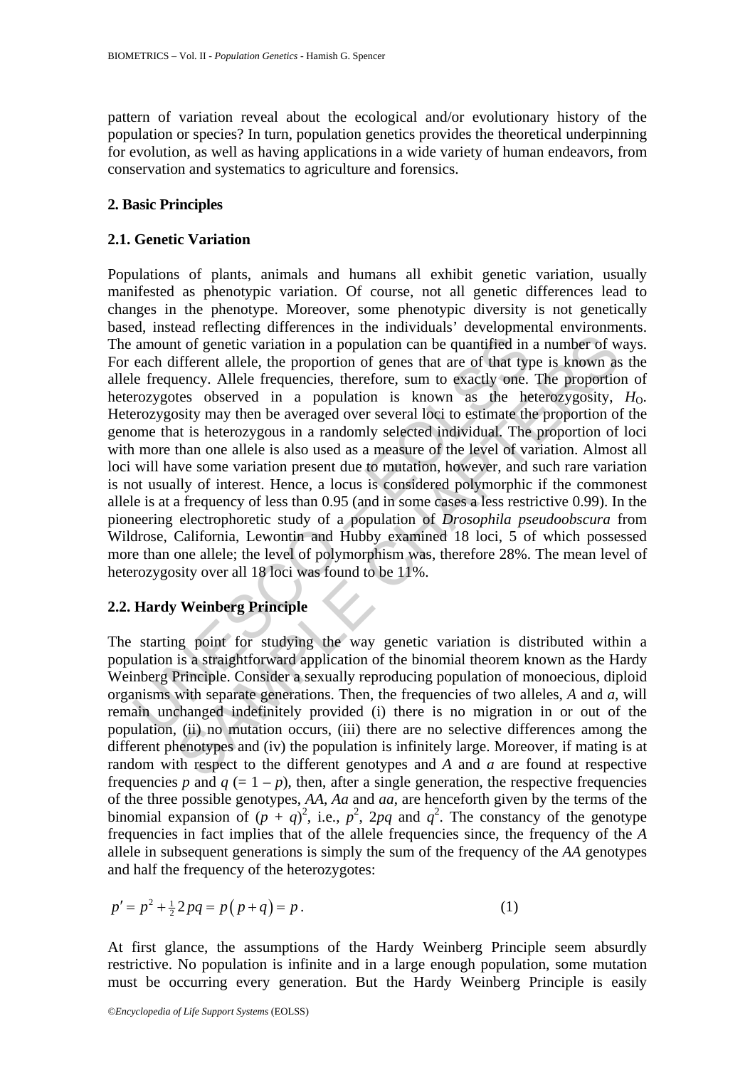pattern of variation reveal about the ecological and/or evolutionary history of the population or species? In turn, population genetics provides the theoretical underpinning for evolution, as well as having applications in a wide variety of human endeavors, from conservation and systematics to agriculture and forensics.

## 2. Basic Principles

### 2.1. Genetic Variation

Populations of plants, animals and humans all exhibit genetic variation, usually manifested as phenotypic variation. Of course, not all genetic differences lead to changes in the phenotype. Moreover, some phenotypic diversity is not genetically based, instead reflecting differences in the individuals' developmental environments. The amount of genetic variation in a population can be quantified in a number of ways. For each different allele, the proportion of genes that are of that type is known as the allele frequency. Allele frequencies, therefore, sum to exactly one. The proportion of heterozygotes observed in a population is known as the heterozygosity, $H_O$. Heterozygosity may then be averaged over several loci to estimate the proportion of the genome that is heterozygous in a randomly selected individual. The proportion of loci with more than one allele is also used as a measure of the level of variation. Almost all loci will have some variation present due to mutation, however, and such rare variation is not usually of interest. Hence, a locus is considered polymorphic if the commonest allele is at a frequency of less than 0.95 (and in some cases a less restrictive 0.99). In the pioneering electrophoretic study of a population of *Drosophila pseudoobscura* from Wildrose, California, Lewontin and Hubby examined 18 loci, 5 of which possessed more than one allele; the level of polymorphism was, therefore 28%. The mean level of heterozygosity over all 18 loci was found to be 11%.

### 2.2. Hardy Weinberg Principle

The starting point for studying the way genetic variation is distributed within a population is a straightforward application of the binomial theorem known as the Hardy Weinberg Principle. Consider a sexually reproducing population of monoecious, diploid organisms with separate generations. Then, the frequencies of two alleles, *A* and *a*, will remain unchanged indefinitely provided (i) there is no migration in or out of the population, (ii) no mutation occurs, (iii) there are no selective differences among the different phenotypes and (iv) the population is infinitely large. Moreover, if mating is at random with respect to the different genotypes and *A* and *a* are found at respective frequencies $p$ and $q$ ($= 1 - p$), then, after a single generation, the respective frequencies of the three possible genotypes, *AA*, *Aa* and *aa*, are henceforth given by the terms of the binomial expansion of $(p + q)^2$, i.e., $p^2$, $2pq$ and $q^2$. The constancy of the genotype frequencies in fact implies that of the allele frequencies since, the frequency of the *A* allele in subsequent generations is simply the sum of the frequency of the *AA* genotypes and half the frequency of the heterozygotes:

$$p' = p^2 + \tfrac{1}{2} 2pq = p\left(p+q\right) = p\,. \qquad (1)$$

At first glance, the assumptions of the Hardy Weinberg Principle seem absurdly restrictive. No population is infinite and in a large enough population, some mutation must be occurring every generation. But the Hardy Weinberg Principle is easily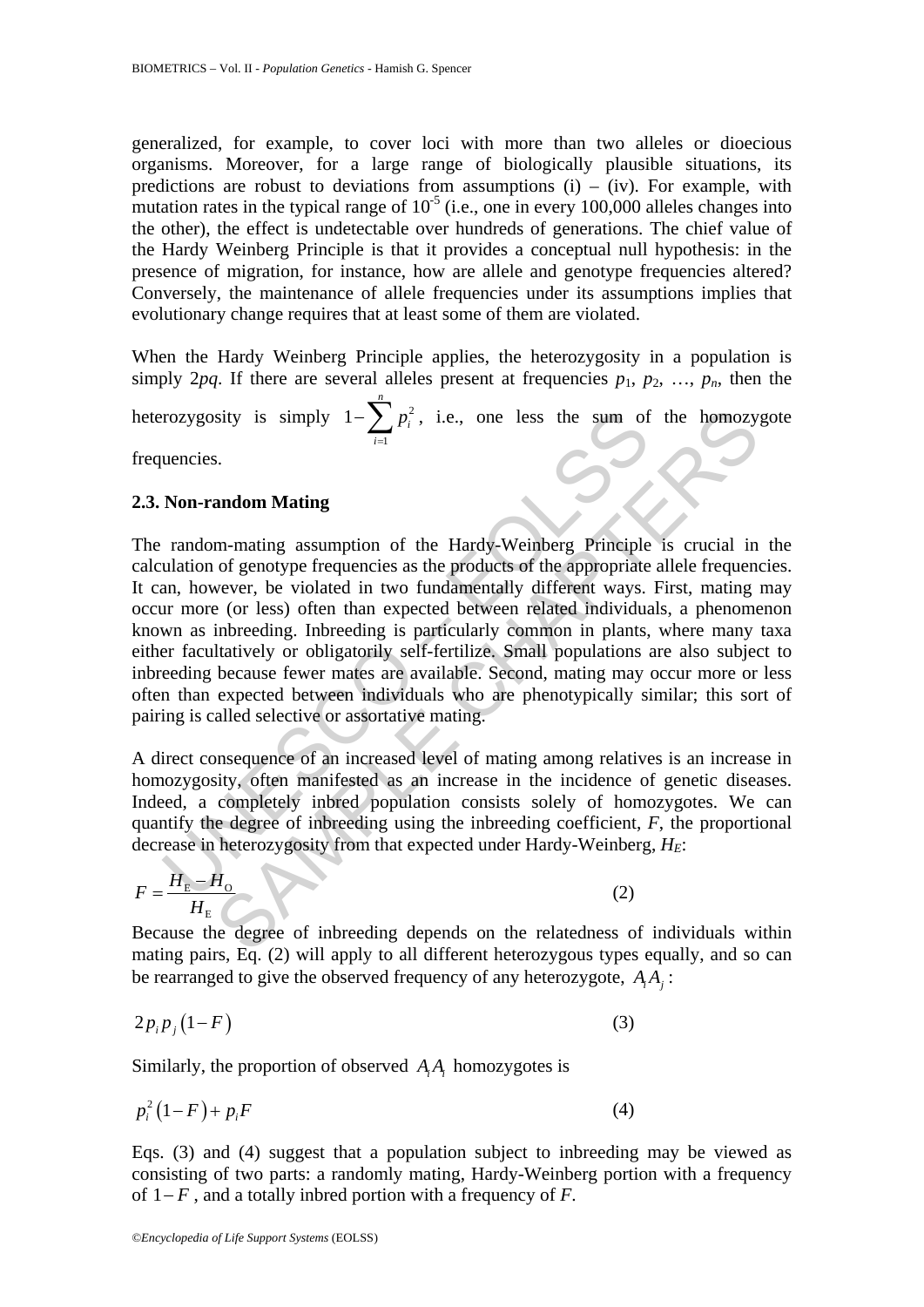generalized, for example, to cover loci with more than two alleles or dioecious organisms. Moreover, for a large range of biologically plausible situations, its predictions are robust to deviations from assumptions (i) – (iv). For example, with mutation rates in the typical range of $10^{-5}$ (i.e., one in every 100,000 alleles changes into the other), the effect is undetectable over hundreds of generations. The chief value of the Hardy Weinberg Principle is that it provides a conceptual null hypothesis: in the presence of migration, for instance, how are allele and genotype frequencies altered? Conversely, the maintenance of allele frequencies under its assumptions implies that evolutionary change requires that at least some of them are violated.

When the Hardy Weinberg Principle applies, the heterozygosity in a population is simply $2pq$. If there are several alleles present at frequencies $p_1$, $p_2$, …, $p_n$, then the heterozygosity is simply $1-\sum_{i=1}^{n} p_i^2$, i.e., one less the sum of the homozygote frequencies.

### 2.3. Non-random Mating

The random-mating assumption of the Hardy-Weinberg Principle is crucial in the calculation of genotype frequencies as the products of the appropriate allele frequencies. It can, however, be violated in two fundamentally different ways. First, mating may occur more (or less) often than expected between related individuals, a phenomenon known as inbreeding. Inbreeding is particularly common in plants, where many taxa either facultatively or obligatorily self-fertilize. Small populations are also subject to inbreeding because fewer mates are available. Second, mating may occur more or less often than expected between individuals who are phenotypically similar; this sort of pairing is called selective or assortative mating.

A direct consequence of an increased level of mating among relatives is an increase in homozygosity, often manifested as an increase in the incidence of genetic diseases. Indeed, a completely inbred population consists solely of homozygotes. We can quantify the degree of inbreeding using the inbreeding coefficient, $F$, the proportional decrease in heterozygosity from that expected under Hardy-Weinberg, $H_E$:

$$F = \frac{H_{\mathrm{E}} - H_{\mathrm{O}}}{H_{\mathrm{E}}} \tag{2}$$

Because the degree of inbreeding depends on the relatedness of individuals within mating pairs, Eq. (2) will apply to all different heterozygous types equally, and so can be rearranged to give the observed frequency of any heterozygote, $A_i A_j$:

$$2 p_i p_j (1-F) \tag{3}$$

Similarly, the proportion of observed $A_i A_i$ homozygotes is

$$p_i^2 (1-F) + p_i F \tag{4}$$

Eqs. (3) and (4) suggest that a population subject to inbreeding may be viewed as consisting of two parts: a randomly mating, Hardy-Weinberg portion with a frequency of $1-F$, and a totally inbred portion with a frequency of $F$.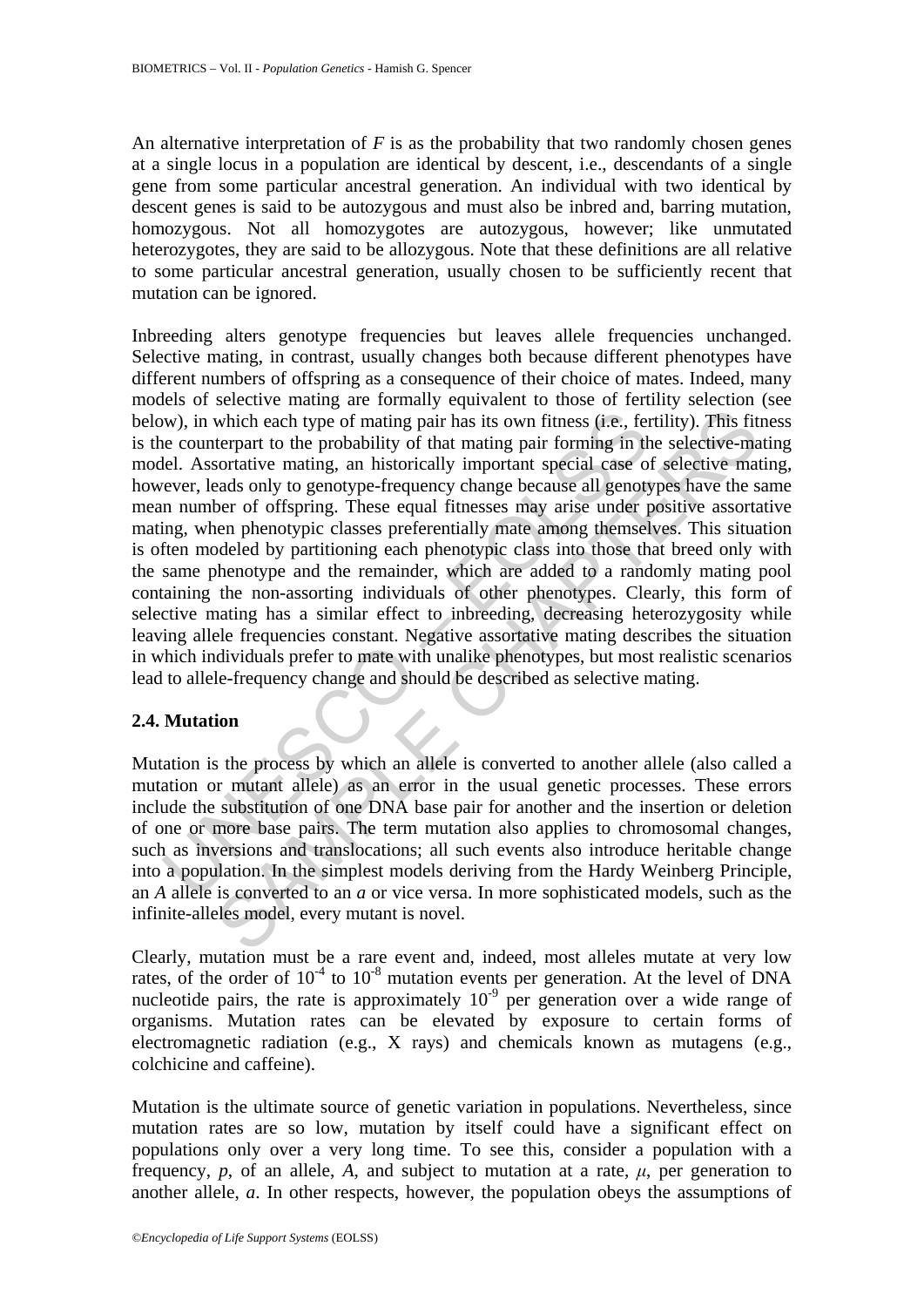An alternative interpretation of $F$ is as the probability that two randomly chosen genes at a single locus in a population are identical by descent, i.e., descendants of a single gene from some particular ancestral generation. An individual with two identical by descent genes is said to be autozygous and must also be inbred and, barring mutation, homozygous. Not all homozygotes are autozygous, however; like unmutated heterozygotes, they are said to be allozygous. Note that these definitions are all relative to some particular ancestral generation, usually chosen to be sufficiently recent that mutation can be ignored.

Inbreeding alters genotype frequencies but leaves allele frequencies unchanged. Selective mating, in contrast, usually changes both because different phenotypes have different numbers of offspring as a consequence of their choice of mates. Indeed, many models of selective mating are formally equivalent to those of fertility selection (see below), in which each type of mating pair has its own fitness (i.e., fertility). This fitness is the counterpart to the probability of that mating pair forming in the selective-mating model. Assortative mating, an historically important special case of selective mating, however, leads only to genotype-frequency change because all genotypes have the same mean number of offspring. These equal fitnesses may arise under positive assortative mating, when phenotypic classes preferentially mate among themselves. This situation is often modeled by partitioning each phenotypic class into those that breed only with the same phenotype and the remainder, which are added to a randomly mating pool containing the non-assorting individuals of other phenotypes. Clearly, this form of selective mating has a similar effect to inbreeding, decreasing heterozygosity while leaving allele frequencies constant. Negative assortative mating describes the situation in which individuals prefer to mate with unalike phenotypes, but most realistic scenarios lead to allele-frequency change and should be described as selective mating.

### 2.4. Mutation

Mutation is the process by which an allele is converted to another allele (also called a mutation or mutant allele) as an error in the usual genetic processes. These errors include the substitution of one DNA base pair for another and the insertion or deletion of one or more base pairs. The term mutation also applies to chromosomal changes, such as inversions and translocations; all such events also introduce heritable change into a population. In the simplest models deriving from the Hardy Weinberg Principle, an $A$ allele is converted to an $a$ or vice versa. In more sophisticated models, such as the infinite-alleles model, every mutant is novel.

Clearly, mutation must be a rare event and, indeed, most alleles mutate at very low rates, of the order of $10^{-4}$ to $10^{-8}$ mutation events per generation. At the level of DNA nucleotide pairs, the rate is approximately $10^{-9}$ per generation over a wide range of organisms. Mutation rates can be elevated by exposure to certain forms of electromagnetic radiation (e.g., X rays) and chemicals known as mutagens (e.g., colchicine and caffeine).

Mutation is the ultimate source of genetic variation in populations. Nevertheless, since mutation rates are so low, mutation by itself could have a significant effect on populations only over a very long time. To see this, consider a population with a frequency, $p$, of an allele, $A$, and subject to mutation at a rate, $\mu$, per generation to another allele, $a$. In other respects, however, the population obeys the assumptions of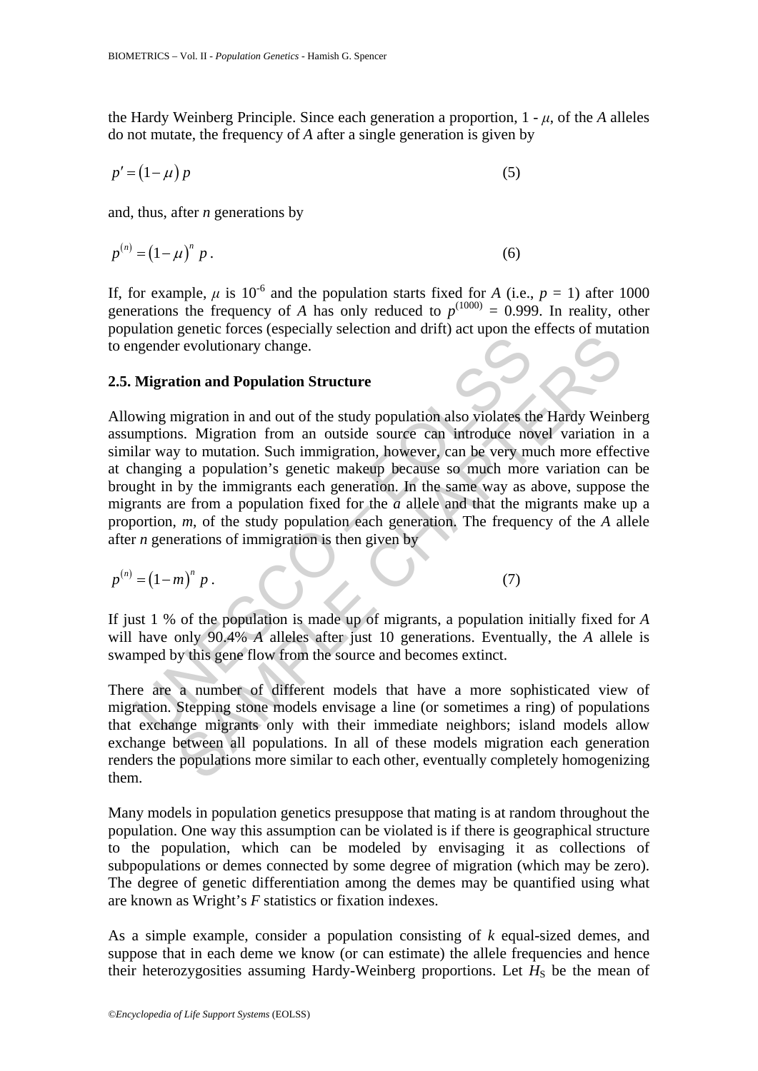the Hardy Weinberg Principle. Since each generation a proportion, $1 - \mu$, of the *A* alleles do not mutate, the frequency of *A* after a single generation is given by

$$p' = (1 - \mu)\, p \tag{5}$$

and, thus, after *n* generations by

$$p^{(n)} = (1 - \mu)^n\, p\,. \tag{6}$$

If, for example, $\mu$ is $10^{-6}$ and the population starts fixed for *A* (i.e., $p$ = 1) after 1000 generations the frequency of *A* has only reduced to $p^{(1000)}$ = 0.999. In reality, other population genetic forces (especially selection and drift) act upon the effects of mutation to engender evolutionary change.

### 2.5. Migration and Population Structure

Allowing migration in and out of the study population also violates the Hardy Weinberg assumptions. Migration from an outside source can introduce novel variation in a similar way to mutation. Such immigration, however, can be very much more effective at changing a population's genetic makeup because so much more variation can be brought in by the immigrants each generation. In the same way as above, suppose the migrants are from a population fixed for the *a* allele and that the migrants make up a proportion, *m*, of the study population each generation. The frequency of the *A* allele after *n* generations of immigration is then given by

$$p^{(n)} = (1 - m)^n\, p\,. \tag{7}$$

If just 1 % of the population is made up of migrants, a population initially fixed for *A* will have only 90.4% *A* alleles after just 10 generations. Eventually, the *A* allele is swamped by this gene flow from the source and becomes extinct.

There are a number of different models that have a more sophisticated view of migration. Stepping stone models envisage a line (or sometimes a ring) of populations that exchange migrants only with their immediate neighbors; island models allow exchange between all populations. In all of these models migration each generation renders the populations more similar to each other, eventually completely homogenizing them.

Many models in population genetics presuppose that mating is at random throughout the population. One way this assumption can be violated is if there is geographical structure to the population, which can be modeled by envisaging it as collections of subpopulations or demes connected by some degree of migration (which may be zero). The degree of genetic differentiation among the demes may be quantified using what are known as Wright's *F* statistics or fixation indexes.

As a simple example, consider a population consisting of *k* equal-sized demes, and suppose that in each deme we know (or can estimate) the allele frequencies and hence their heterozygosities assuming Hardy-Weinberg proportions. Let $H_S$ be the mean of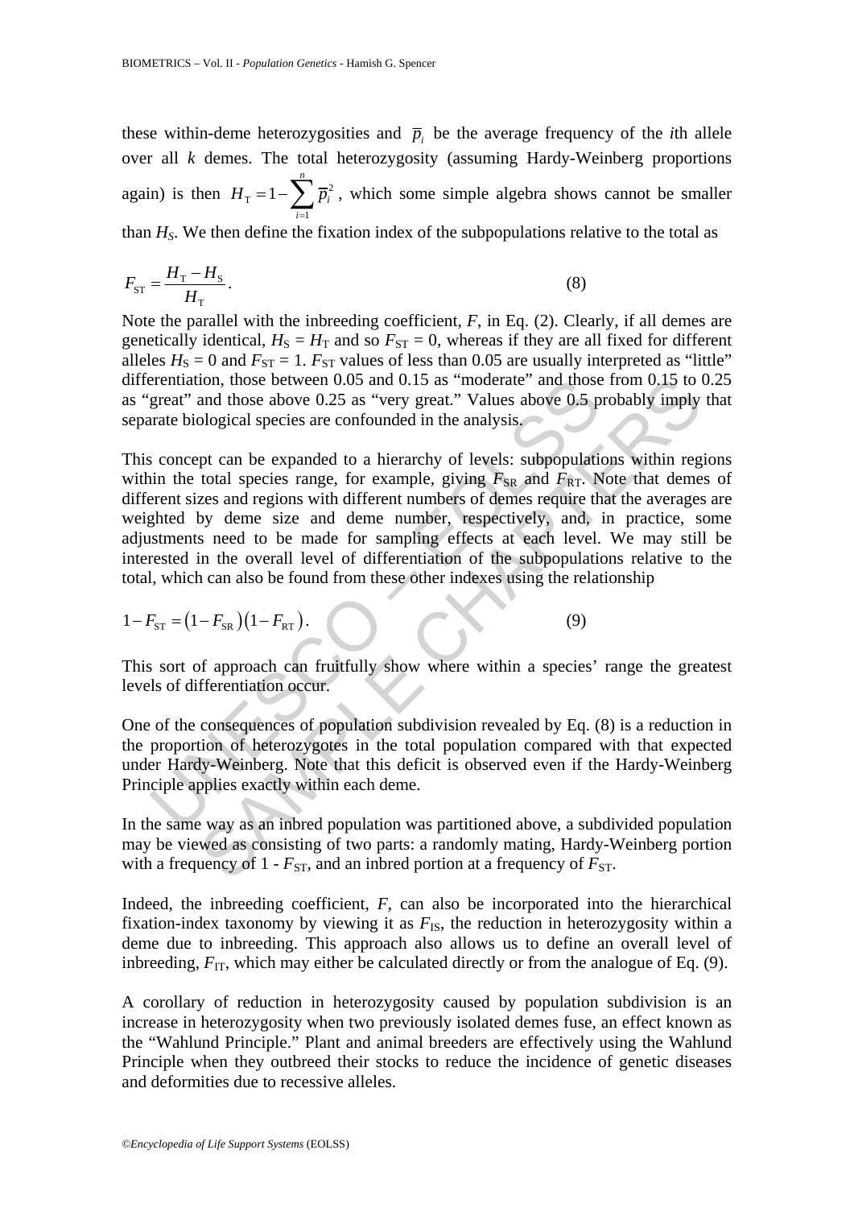these within-deme heterozygosities and $\bar{p}_i$ be the average frequency of the *i*th allele over all *k* demes. The total heterozygosity (assuming Hardy-Weinberg proportions again) is then $H_{\mathrm{T}} = 1 - \sum_{i=1}^{n} \bar{p}_i^2$, which some simple algebra shows cannot be smaller than $H_S$. We then define the fixation index of the subpopulations relative to the total as

$$F_{\mathrm{ST}} = \frac{H_{\mathrm{T}} - H_{\mathrm{S}}}{H_{\mathrm{T}}}. \tag{8}$$

Note the parallel with the inbreeding coefficient, *F*, in Eq. (2). Clearly, if all demes are genetically identical, $H_{\mathrm{S}} = H_{\mathrm{T}}$ and so $F_{\mathrm{ST}} = 0$, whereas if they are all fixed for different alleles $H_{\mathrm{S}} = 0$ and $F_{\mathrm{ST}} = 1$. $F_{\mathrm{ST}}$ values of less than 0.05 are usually interpreted as "little" differentiation, those between 0.05 and 0.15 as "moderate" and those from 0.15 to 0.25 as "great" and those above 0.25 as "very great." Values above 0.5 probably imply that separate biological species are confounded in the analysis.

This concept can be expanded to a hierarchy of levels: subpopulations within regions within the total species range, for example, giving $F_{\mathrm{SR}}$ and $F_{\mathrm{RT}}$. Note that demes of different sizes and regions with different numbers of demes require that the averages are weighted by deme size and deme number, respectively, and, in practice, some adjustments need to be made for sampling effects at each level. We may still be interested in the overall level of differentiation of the subpopulations relative to the total, which can also be found from these other indexes using the relationship

$$1 - F_{\mathrm{ST}} = \left(1 - F_{\mathrm{SR}}\right)\left(1 - F_{\mathrm{RT}}\right). \tag{9}$$

This sort of approach can fruitfully show where within a species' range the greatest levels of differentiation occur.

One of the consequences of population subdivision revealed by Eq. (8) is a reduction in the proportion of heterozygotes in the total population compared with that expected under Hardy-Weinberg. Note that this deficit is observed even if the Hardy-Weinberg Principle applies exactly within each deme.

In the same way as an inbred population was partitioned above, a subdivided population may be viewed as consisting of two parts: a randomly mating, Hardy-Weinberg portion with a frequency of 1 - $F_{\mathrm{ST}}$, and an inbred portion at a frequency of $F_{\mathrm{ST}}$.

Indeed, the inbreeding coefficient, *F*, can also be incorporated into the hierarchical fixation-index taxonomy by viewing it as $F_{\mathrm{IS}}$, the reduction in heterozygosity within a deme due to inbreeding. This approach also allows us to define an overall level of inbreeding, $F_{\mathrm{IT}}$, which may either be calculated directly or from the analogue of Eq. (9).

A corollary of reduction in heterozygosity caused by population subdivision is an increase in heterozygosity when two previously isolated demes fuse, an effect known as the "Wahlund Principle." Plant and animal breeders are effectively using the Wahlund Principle when they outbreed their stocks to reduce the incidence of genetic diseases and deformities due to recessive alleles.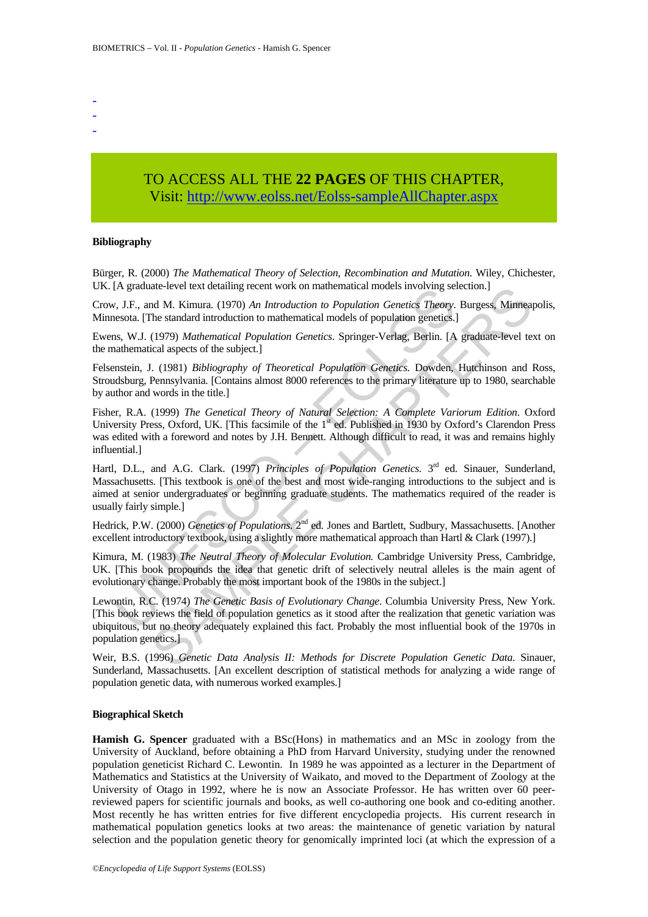-
-
-

TO ACCESS ALL THE **22 PAGES** OF THIS CHAPTER,
Visit: http://www.eolss.net/Eolss-sampleAllChapter.aspx

**Bibliography**

Bürger, R. (2000) *The Mathematical Theory of Selection, Recombination and Mutation*. Wiley, Chichester, UK. [A graduate-level text detailing recent work on mathematical models involving selection.]

Crow, J.F., and M. Kimura. (1970) *An Introduction to Population Genetics Theory*. Burgess, Minneapolis, Minnesota. [The standard introduction to mathematical models of population genetics.]

Ewens, W.J. (1979) *Mathematical Population Genetics*. Springer-Verlag, Berlin. [A graduate-level text on the mathematical aspects of the subject.]

Felsenstein, J. (1981) *Bibliography of Theoretical Population Genetics*. Dowden, Hutchinson and Ross, Stroudsburg, Pennsylvania. [Contains almost 8000 references to the primary literature up to 1980, searchable by author and words in the title.]

Fisher, R.A. (1999) *The Genetical Theory of Natural Selection: A Complete Variorum Edition*. Oxford University Press, Oxford, UK. [This facsimile of the 1st ed. Published in 1930 by Oxford's Clarendon Press was edited with a foreword and notes by J.H. Bennett. Although difficult to read, it was and remains highly influential.]

Hartl, D.L., and A.G. Clark. (1997) *Principles of Population Genetics*. 3rd ed. Sinauer, Sunderland, Massachusetts. [This textbook is one of the best and most wide-ranging introductions to the subject and is aimed at senior undergraduates or beginning graduate students. The mathematics required of the reader is usually fairly simple.]

Hedrick, P.W. (2000) *Genetics of Populations*. 2nd ed. Jones and Bartlett, Sudbury, Massachusetts. [Another excellent introductory textbook, using a slightly more mathematical approach than Hartl & Clark (1997).]

Kimura, M. (1983) *The Neutral Theory of Molecular Evolution*. Cambridge University Press, Cambridge, UK. [This book propounds the idea that genetic drift of selectively neutral alleles is the main agent of evolutionary change. Probably the most important book of the 1980s in the subject.]

Lewontin, R.C. (1974) *The Genetic Basis of Evolutionary Change*. Columbia University Press, New York. [This book reviews the field of population genetics as it stood after the realization that genetic variation was ubiquitous, but no theory adequately explained this fact. Probably the most influential book of the 1970s in population genetics.]

Weir, B.S. (1996) *Genetic Data Analysis II: Methods for Discrete Population Genetic Data*. Sinauer, Sunderland, Massachusetts. [An excellent description of statistical methods for analyzing a wide range of population genetic data, with numerous worked examples.]

**Biographical Sketch**

**Hamish G. Spencer** graduated with a BSc(Hons) in mathematics and an MSc in zoology from the University of Auckland, before obtaining a PhD from Harvard University, studying under the renowned population geneticist Richard C. Lewontin. In 1989 he was appointed as a lecturer in the Department of Mathematics and Statistics at the University of Waikato, and moved to the Department of Zoology at the University of Otago in 1992, where he is now an Associate Professor. He has written over 60 peer-reviewed papers for scientific journals and books, as well co-authoring one book and co-editing another. Most recently he has written entries for five different encyclopedia projects. His current research in mathematical population genetics looks at two areas: the maintenance of genetic variation by natural selection and the population genetic theory for genomically imprinted loci (at which the expression of a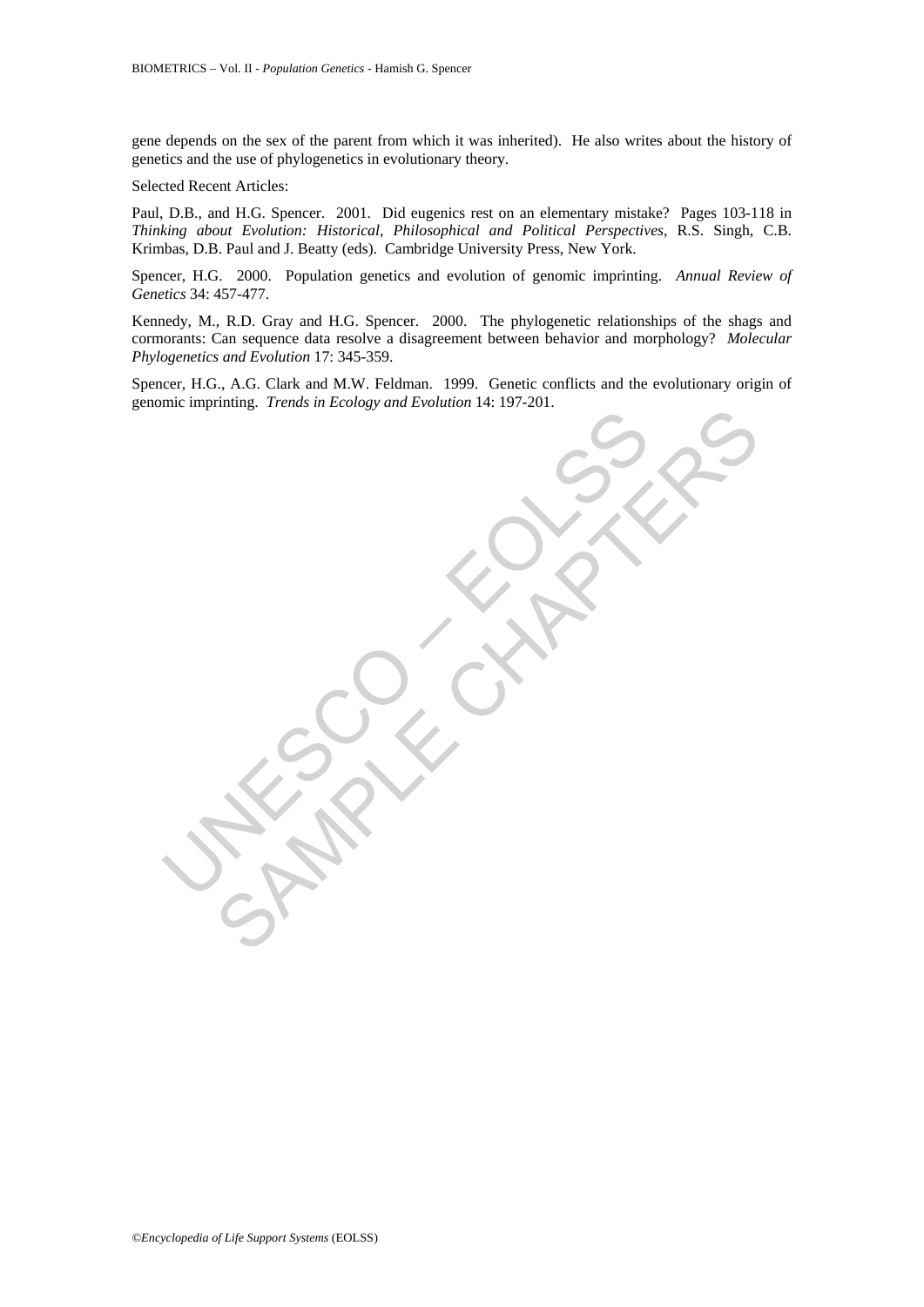gene depends on the sex of the parent from which it was inherited). He also writes about the history of genetics and the use of phylogenetics in evolutionary theory.

Selected Recent Articles:

Paul, D.B., and H.G. Spencer. 2001. Did eugenics rest on an elementary mistake? Pages 103-118 in *Thinking about Evolution: Historical, Philosophical and Political Perspectives*, R.S. Singh, C.B. Krimbas, D.B. Paul and J. Beatty (eds). Cambridge University Press, New York.

Spencer, H.G. 2000. Population genetics and evolution of genomic imprinting. *Annual Review of Genetics* 34: 457-477.

Kennedy, M., R.D. Gray and H.G. Spencer. 2000. The phylogenetic relationships of the shags and cormorants: Can sequence data resolve a disagreement between behavior and morphology? *Molecular Phylogenetics and Evolution* 17: 345-359.

Spencer, H.G., A.G. Clark and M.W. Feldman. 1999. Genetic conflicts and the evolutionary origin of genomic imprinting. *Trends in Ecology and Evolution* 14: 197-201.